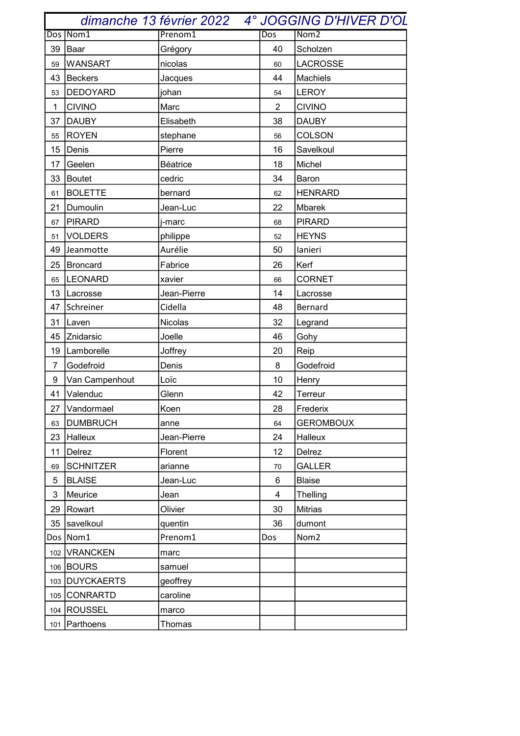# dimanche 13 février 2022 4° JOGGING D'HIVER D'OL

| Dos | Nom1 | Prenom1 | Dos | Nom2 |
|---|---|---|---|---|
| 39 | Baar | Grégory | 40 | Scholzen |
| 59 | WANSART | nicolas | 60 | LACROSSE |
| 43 | Beckers | Jacques | 44 | Machiels |
| 53 | DEDOYARD | johan | 54 | LEROY |
| 1 | CIVINO | Marc | 2 | CIVINO |
| 37 | DAUBY | Elisabeth | 38 | DAUBY |
| 55 | ROYEN | stephane | 56 | COLSON |
| 15 | Denis | Pierre | 16 | Savelkoul |
| 17 | Geelen | Béatrice | 18 | Michel |
| 33 | Boutet | cedric | 34 | Baron |
| 61 | BOLETTE | bernard | 62 | HENRARD |
| 21 | Dumoulin | Jean-Luc | 22 | Mbarek |
| 67 | PIRARD | j-marc | 68 | PIRARD |
| 51 | VOLDERS | philippe | 52 | HEYNS |
| 49 | Jeanmotte | Aurélie | 50 | Ianieri |
| 25 | Broncard | Fabrice | 26 | Kerf |
| 65 | LEONARD | xavier | 66 | CORNET |
| 13 | Lacrosse | Jean-Pierre | 14 | Lacrosse |
| 47 | Schreiner | Cidella | 48 | Bernard |
| 31 | Laven | Nicolas | 32 | Legrand |
| 45 | Znidarsic | Joelle | 46 | Gohy |
| 19 | Lamborelle | Joffrey | 20 | Reip |
| 7 | Godefroid | Denis | 8 | Godefroid |
| 9 | Van Campenhout | Loïc | 10 | Henry |
| 41 | Valenduc | Glenn | 42 | Terreur |
| 27 | Vandormael | Koen | 28 | Frederix |
| 63 | DUMBRUCH | anne | 64 | GEROMBOUX |
| 23 | Halleux | Jean-Pierre | 24 | Halleux |
| 11 | Delrez | Florent | 12 | Delrez |
| 69 | SCHNITZER | arianne | 70 | GALLER |
| 5 | BLAISE | Jean-Luc | 6 | Blaise |
| 3 | Meurice | Jean | 4 | Thelling |
| 29 | Rowart | Olivier | 30 | Mitrias |
| 35 | savelkoul | quentin | 36 | dumont |
| Dos | Nom1 | Prenom1 | Dos | Nom2 |
| 102 | VRANCKEN | marc | | |
| 106 | BOURS | samuel | | |
| 103 | DUYCKAERTS | geoffrey | | |
| 105 | CONRARTD | caroline | | |
| 104 | ROUSSEL | marco | | |
| 101 | Parthoens | Thomas | | |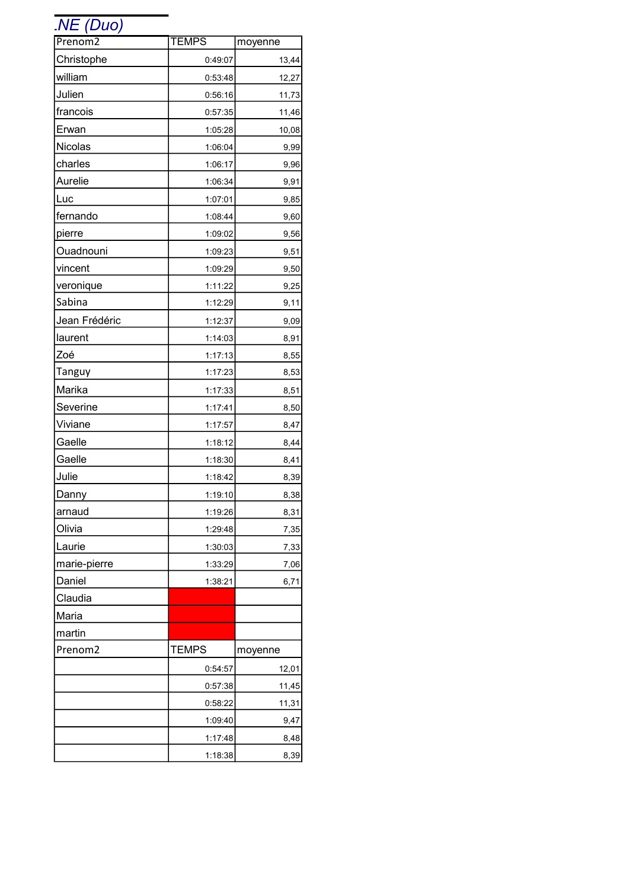## .NE (Duo)

| Prenom2 | TEMPS | moyenne |
|---|---|---|
| Christophe | 0:49:07 | 13,44 |
| william | 0:53:48 | 12,27 |
| Julien | 0:56:16 | 11,73 |
| francois | 0:57:35 | 11,46 |
| Erwan | 1:05:28 | 10,08 |
| Nicolas | 1:06:04 | 9,99 |
| charles | 1:06:17 | 9,96 |
| Aurelie | 1:06:34 | 9,91 |
| Luc | 1:07:01 | 9,85 |
| fernando | 1:08:44 | 9,60 |
| pierre | 1:09:02 | 9,56 |
| Ouadnouni | 1:09:23 | 9,51 |
| vincent | 1:09:29 | 9,50 |
| veronique | 1:11:22 | 9,25 |
| Sabina | 1:12:29 | 9,11 |
| Jean Frédéric | 1:12:37 | 9,09 |
| laurent | 1:14:03 | 8,91 |
| Zoé | 1:17:13 | 8,55 |
| Tanguy | 1:17:23 | 8,53 |
| Marika | 1:17:33 | 8,51 |
| Severine | 1:17:41 | 8,50 |
| Viviane | 1:17:57 | 8,47 |
| Gaelle | 1:18:12 | 8,44 |
| Gaelle | 1:18:30 | 8,41 |
| Julie | 1:18:42 | 8,39 |
| Danny | 1:19:10 | 8,38 |
| arnaud | 1:19:26 | 8,31 |
| Olivia | 1:29:48 | 7,35 |
| Laurie | 1:30:03 | 7,33 |
| marie-pierre | 1:33:29 | 7,06 |
| Daniel | 1:38:21 | 6,71 |
| Claudia | | |
| Maria | | |
| martin | | |

| Prenom2 | TEMPS | moyenne |
|---|---|---|
| | 0:54:57 | 12,01 |
| | 0:57:38 | 11,45 |
| | 0:58:22 | 11,31 |
| | 1:09:40 | 9,47 |
| | 1:17:48 | 8,48 |
| | 1:18:38 | 8,39 |